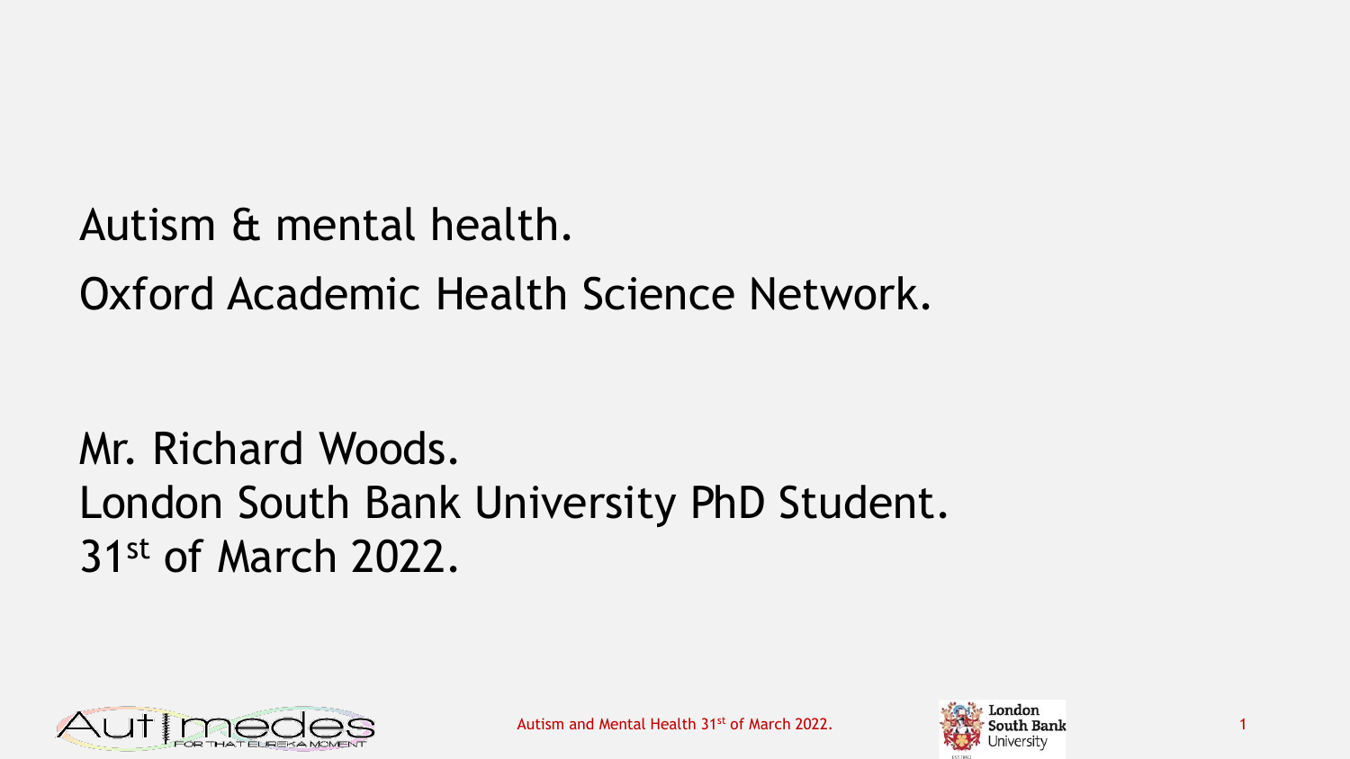# Autism & mental health.

## Oxford Academic Health Science Network.

Mr. Richard Woods.
London South Bank University PhD Student.
31st of March 2022.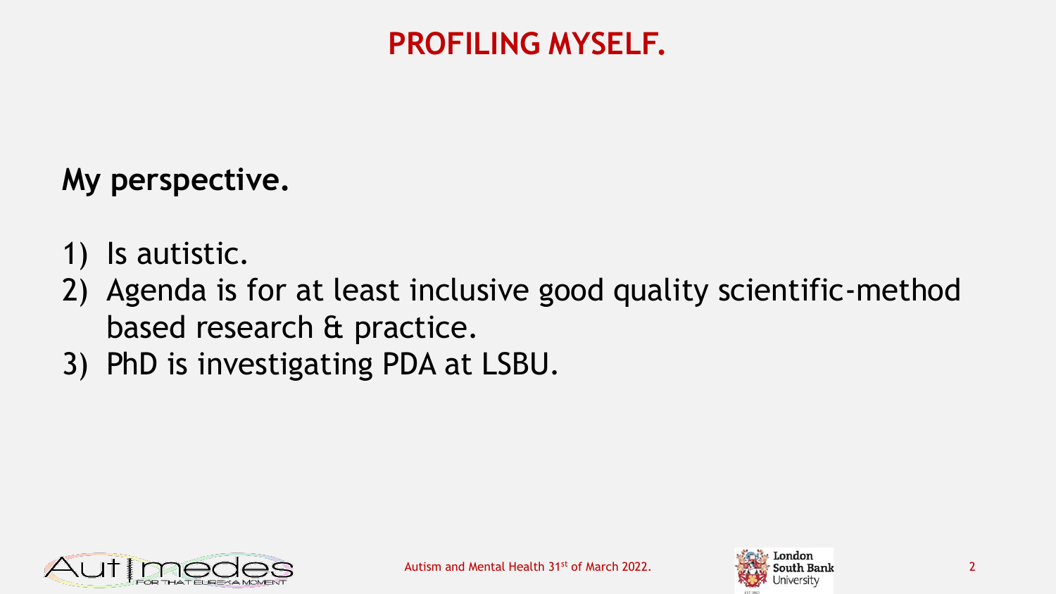# PROFILING MYSELF.

**My perspective.**

1) Is autistic.
2) Agenda is for at least inclusive good quality scientific-method based research & practice.
3) PhD is investigating PDA at LSBU.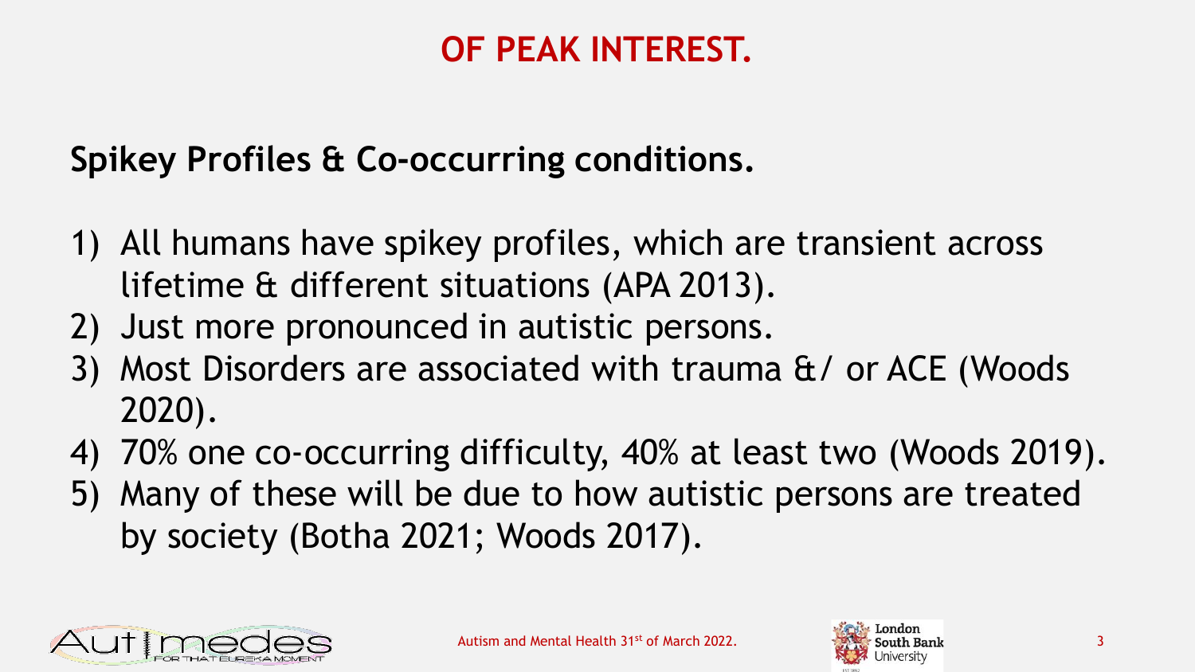# OF PEAK INTEREST.

## Spikey Profiles & Co-occurring conditions.

1) All humans have spikey profiles, which are transient across lifetime & different situations (APA 2013).
2) Just more pronounced in autistic persons.
3) Most Disorders are associated with trauma &/ or ACE (Woods 2020).
4) 70% one co-occurring difficulty, 40% at least two (Woods 2019).
5) Many of these will be due to how autistic persons are treated by society (Botha 2021; Woods 2017).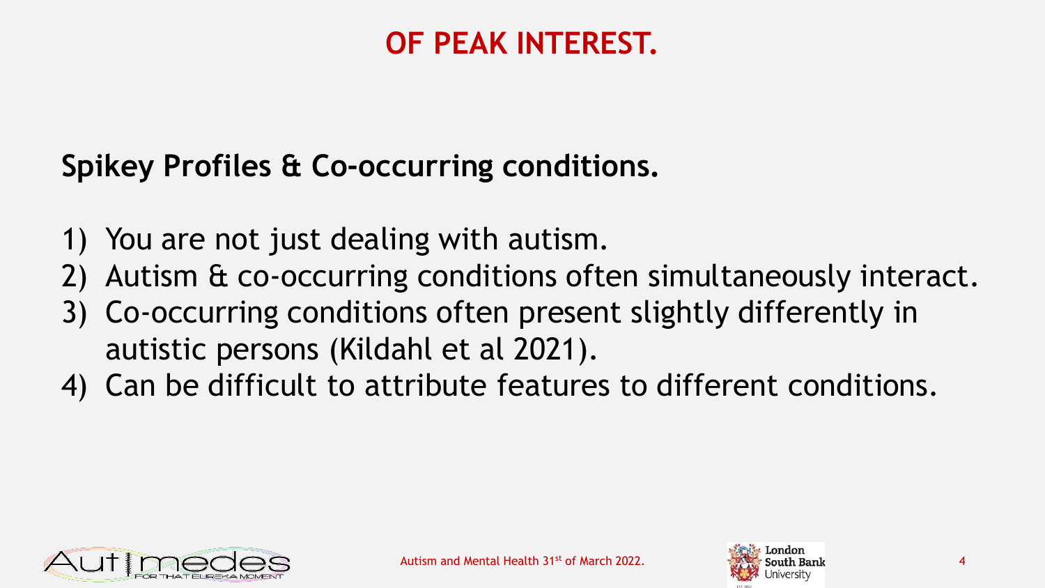# OF PEAK INTEREST.

**Spikey Profiles & Co-occurring conditions.**

1) You are not just dealing with autism.
2) Autism & co-occurring conditions often simultaneously interact.
3) Co-occurring conditions often present slightly differently in autistic persons (Kildahl et al 2021).
4) Can be difficult to attribute features to different conditions.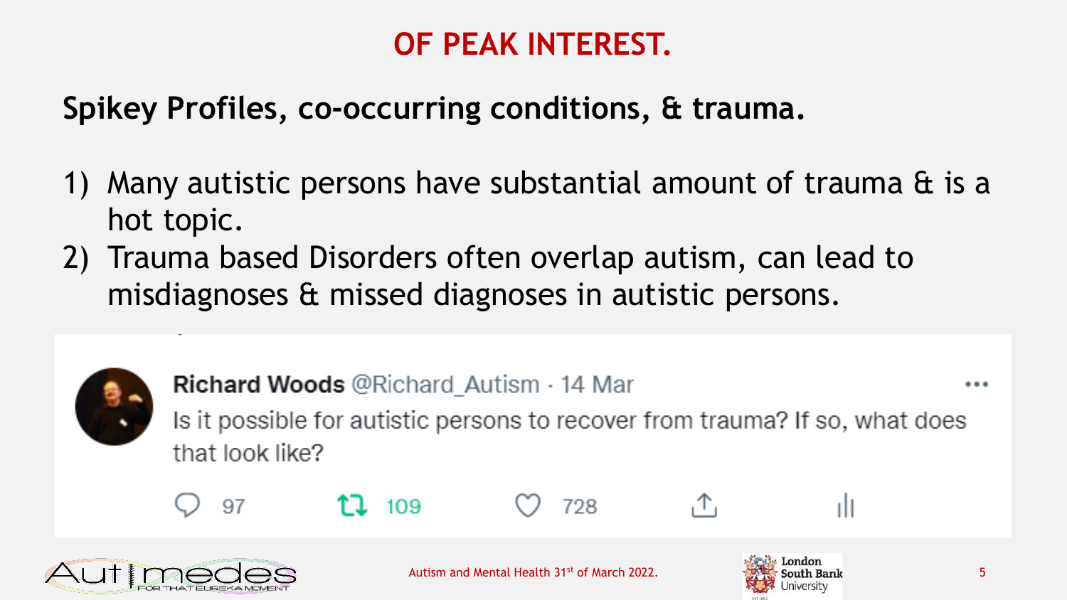# OF PEAK INTEREST.

**Spikey Profiles, co-occurring conditions, & trauma.**

1) Many autistic persons have substantial amount of trauma & is a hot topic.
2) Trauma based Disorders often overlap autism, can lead to misdiagnoses & missed diagnoses in autistic persons.

**Richard Woods** @Richard_Autism · 14 Mar

Is it possible for autistic persons to recover from trauma? If so, what does that look like?

97 109 728

Autism and Mental Health 31st of March 2022.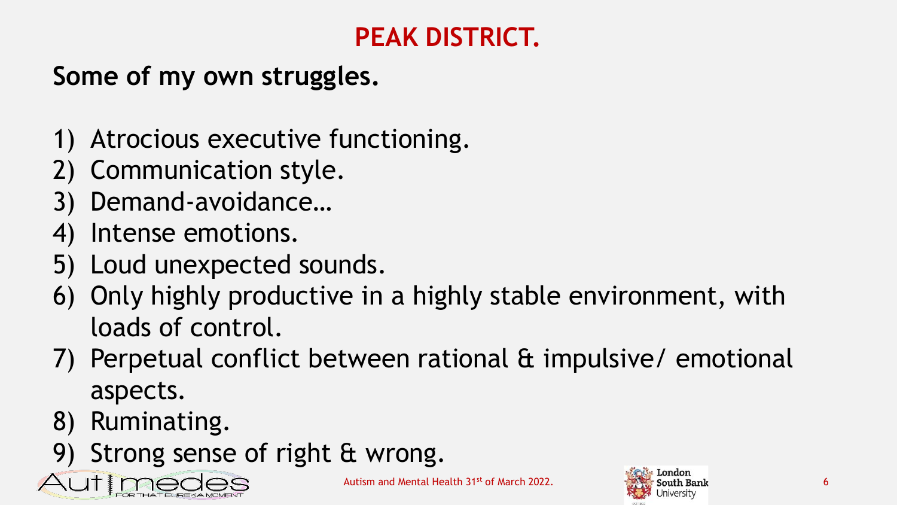# PEAK DISTRICT.

## Some of my own struggles.

1) Atrocious executive functioning.
2) Communication style.
3) Demand-avoidance…
4) Intense emotions.
5) Loud unexpected sounds.
6) Only highly productive in a highly stable environment, with loads of control.
7) Perpetual conflict between rational & impulsive/ emotional aspects.
8) Ruminating.
9) Strong sense of right & wrong.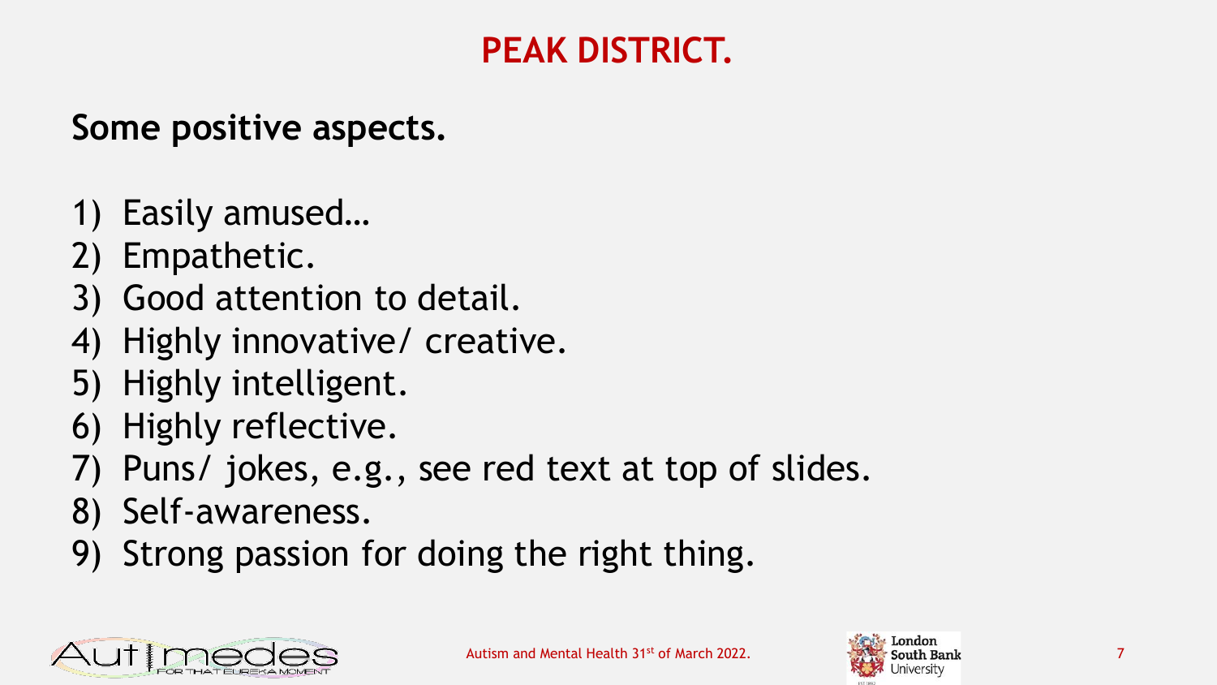# PEAK DISTRICT.

## Some positive aspects.

1) Easily amused…
2) Empathetic.
3) Good attention to detail.
4) Highly innovative/ creative.
5) Highly intelligent.
6) Highly reflective.
7) Puns/ jokes, e.g., see red text at top of slides.
8) Self-awareness.
9) Strong passion for doing the right thing.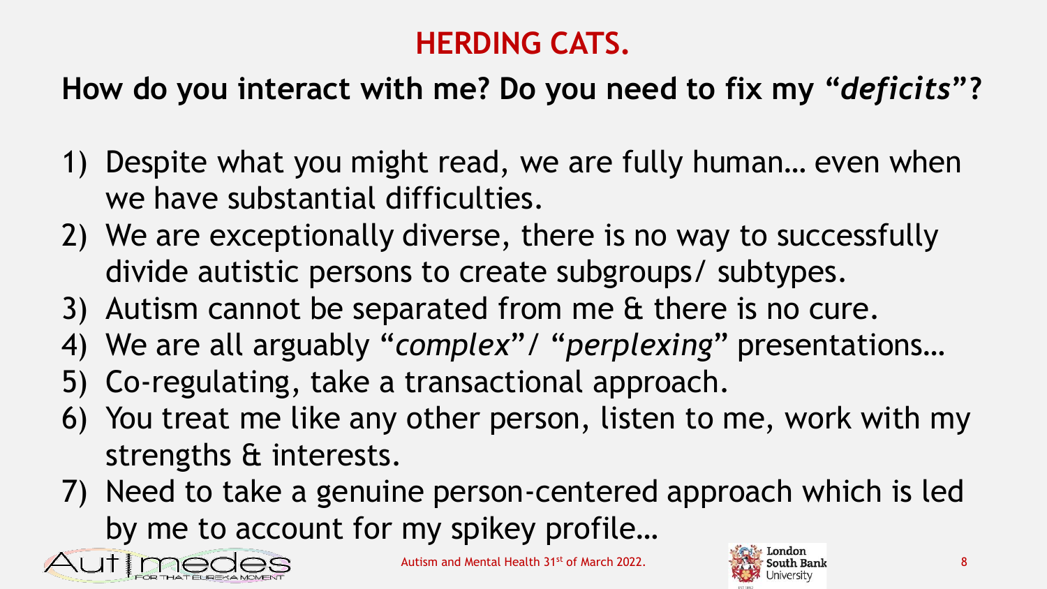# HERDING CATS.

## How do you interact with me? Do you need to fix my "*deficits*"?

1) Despite what you might read, we are fully human… even when we have substantial difficulties.
2) We are exceptionally diverse, there is no way to successfully divide autistic persons to create subgroups/ subtypes.
3) Autism cannot be separated from me & there is no cure.
4) We are all arguably "*complex*"/ "*perplexing*" presentations…
5) Co-regulating, take a transactional approach.
6) You treat me like any other person, listen to me, work with my strengths & interests.
7) Need to take a genuine person-centered approach which is led by me to account for my spikey profile…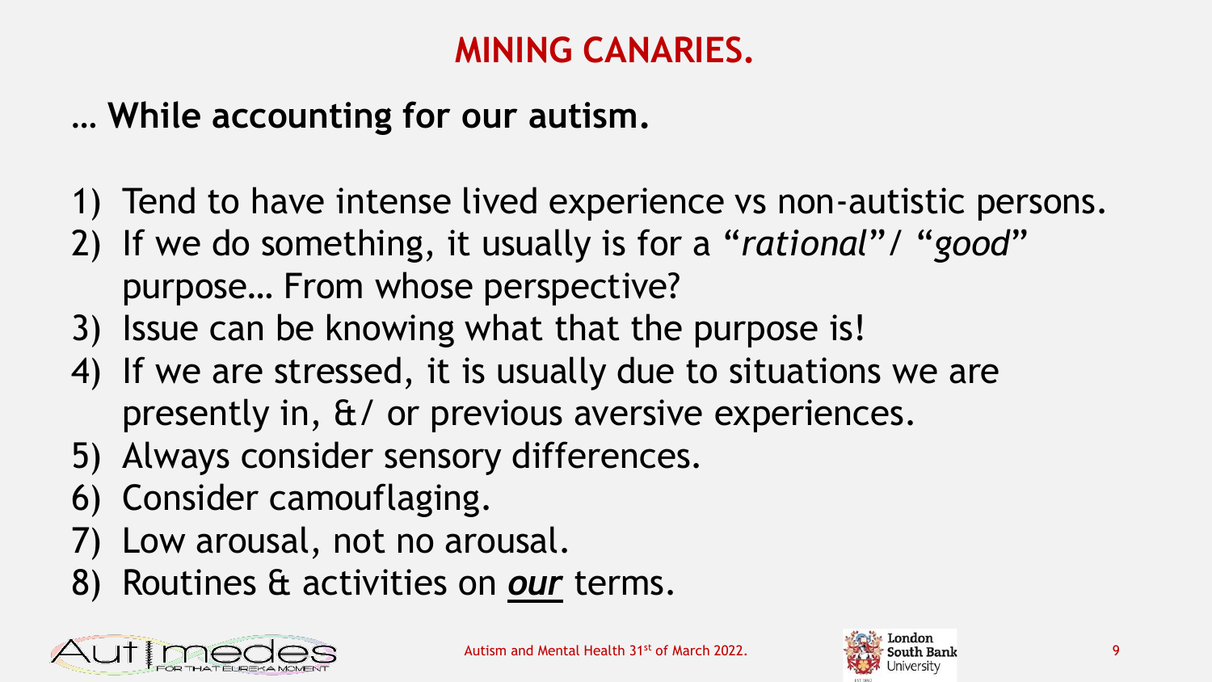# MINING CANARIES.

## … While accounting for our autism.

1) Tend to have intense lived experience vs non-autistic persons.
2) If we do something, it usually is for a "*rational*"/ "*good*" purpose… From whose perspective?
3) Issue can be knowing what that the purpose is!
4) If we are stressed, it is usually due to situations we are presently in, &/ or previous aversive experiences.
5) Always consider sensory differences.
6) Consider camouflaging.
7) Low arousal, not no arousal.
8) Routines & activities on ***<u>our</u>*** terms.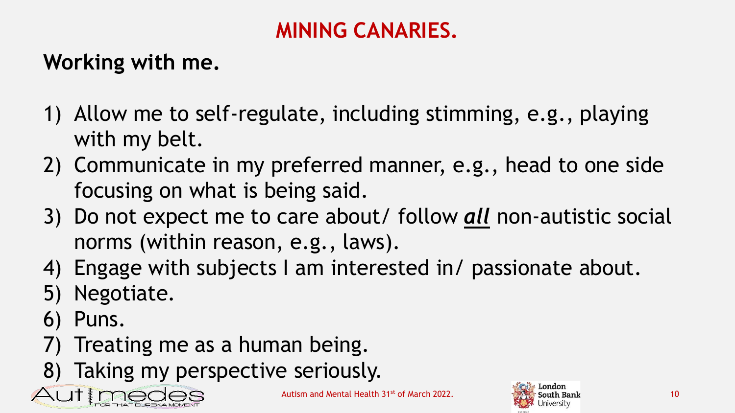# MINING CANARIES.

## Working with me.

1) Allow me to self-regulate, including stimming, e.g., playing with my belt.
2) Communicate in my preferred manner, e.g., head to one side focusing on what is being said.
3) Do not expect me to care about/ follow ***all*** non-autistic social norms (within reason, e.g., laws).
4) Engage with subjects I am interested in/ passionate about.
5) Negotiate.
6) Puns.
7) Treating me as a human being.
8) Taking my perspective seriously.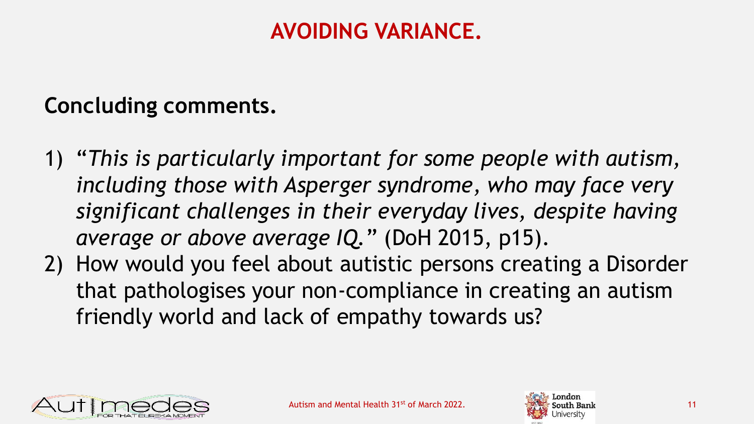# AVOIDING VARIANCE.

## Concluding comments.

1) *"This is particularly important for some people with autism, including those with Asperger syndrome, who may face very significant challenges in their everyday lives, despite having average or above average IQ."* (DoH 2015, p15).
2) How would you feel about autistic persons creating a Disorder that pathologises your non-compliance in creating an autism friendly world and lack of empathy towards us?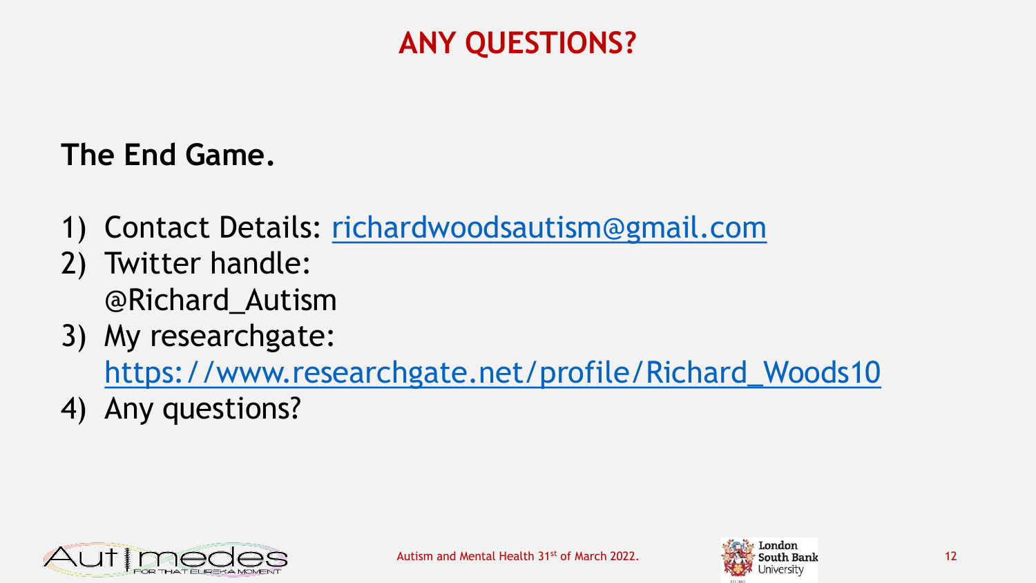# ANY QUESTIONS?

**The End Game.**

1) Contact Details: richardwoodsautism@gmail.com
2) Twitter handle: @Richard_Autism
3) My researchgate: https://www.researchgate.net/profile/Richard_Woods10
4) Any questions?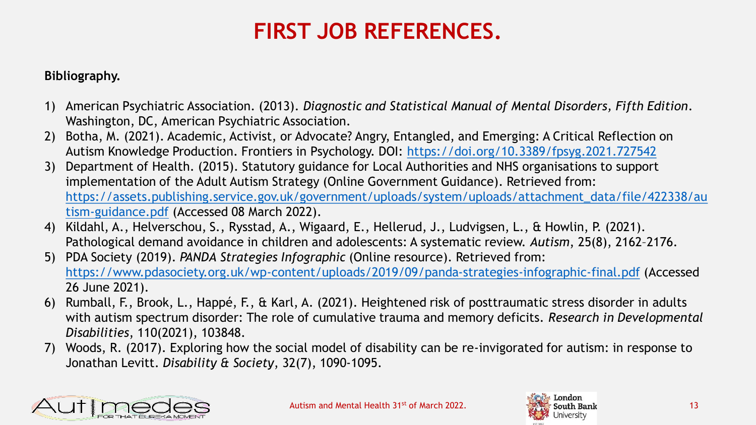# FIRST JOB REFERENCES.

**Bibliography.**

1) American Psychiatric Association. (2013). *Diagnostic and Statistical Manual of Mental Disorders, Fifth Edition*. Washington, DC, American Psychiatric Association.
2) Botha, M. (2021). Academic, Activist, or Advocate? Angry, Entangled, and Emerging: A Critical Reflection on Autism Knowledge Production. Frontiers in Psychology. DOI: https://doi.org/10.3389/fpsyg.2021.727542
3) Department of Health. (2015). Statutory guidance for Local Authorities and NHS organisations to support implementation of the Adult Autism Strategy (Online Government Guidance). Retrieved from: https://assets.publishing.service.gov.uk/government/uploads/system/uploads/attachment_data/file/422338/autism-guidance.pdf (Accessed 08 March 2022).
4) Kildahl, A., Helverschou, S., Rysstad, A., Wigaard, E., Hellerud, J., Ludvigsen, L., & Howlin, P. (2021). Pathological demand avoidance in children and adolescents: A systematic review. *Autism*, 25(8), 2162–2176.
5) PDA Society (2019). *PANDA Strategies Infographic* (Online resource). Retrieved from: https://www.pdasociety.org.uk/wp-content/uploads/2019/09/panda-strategies-infographic-final.pdf (Accessed 26 June 2021).
6) Rumball, F., Brook, L., Happé, F., & Karl, A. (2021). Heightened risk of posttraumatic stress disorder in adults with autism spectrum disorder: The role of cumulative trauma and memory deficits. *Research in Developmental Disabilities*, 110(2021), 103848.
7) Woods, R. (2017). Exploring how the social model of disability can be re-invigorated for autism: in response to Jonathan Levitt. *Disability & Society*, 32(7), 1090-1095.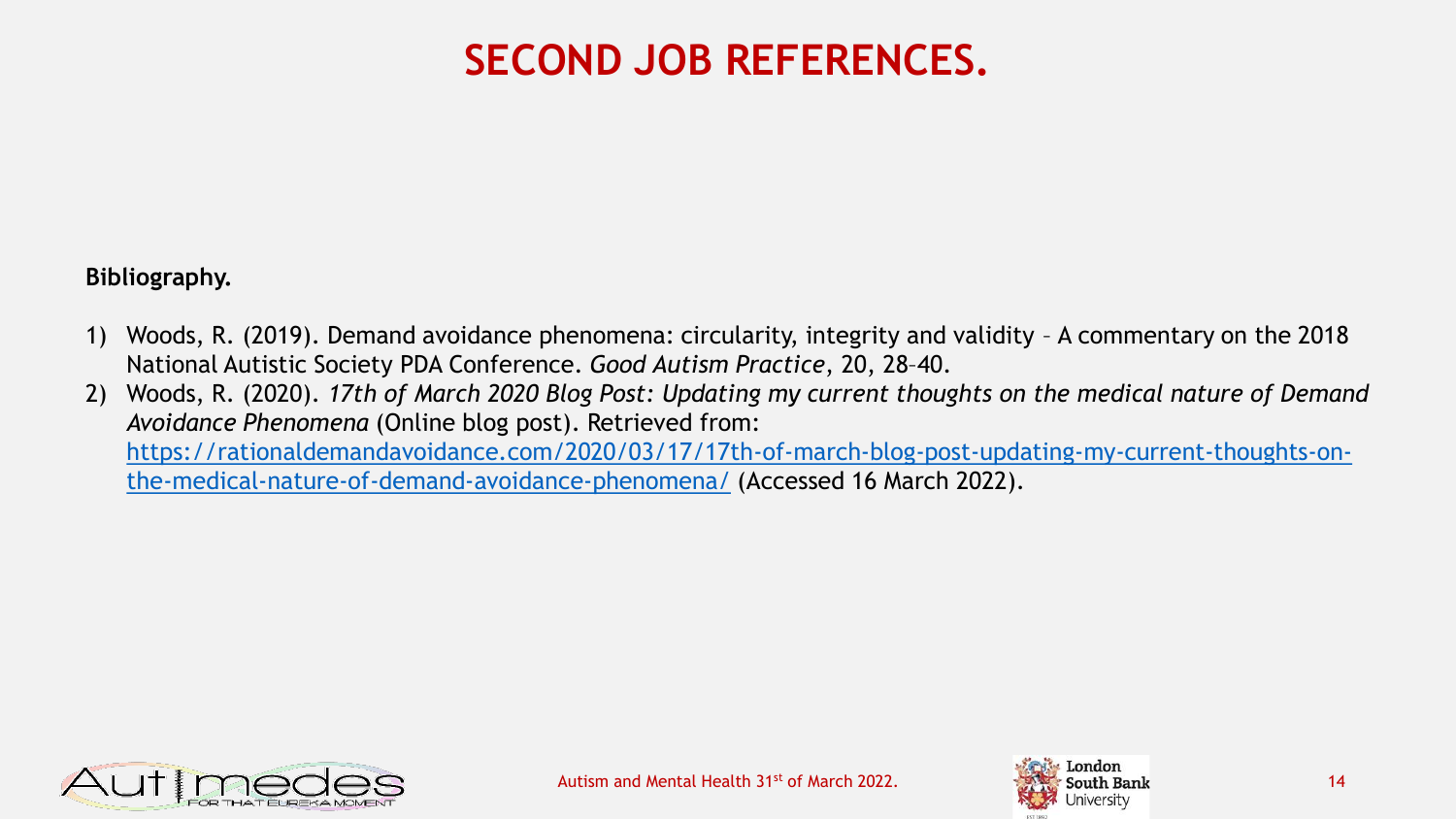# SECOND JOB REFERENCES.

**Bibliography.**

1) Woods, R. (2019). Demand avoidance phenomena: circularity, integrity and validity – A commentary on the 2018 National Autistic Society PDA Conference. *Good Autism Practice*, 20, 28–40.
2) Woods, R. (2020). *17th of March 2020 Blog Post: Updating my current thoughts on the medical nature of Demand Avoidance Phenomena* (Online blog post). Retrieved from: https://rationaldemandavoidance.com/2020/03/17/17th-of-march-blog-post-updating-my-current-thoughts-on-the-medical-nature-of-demand-avoidance-phenomena/ (Accessed 16 March 2022).